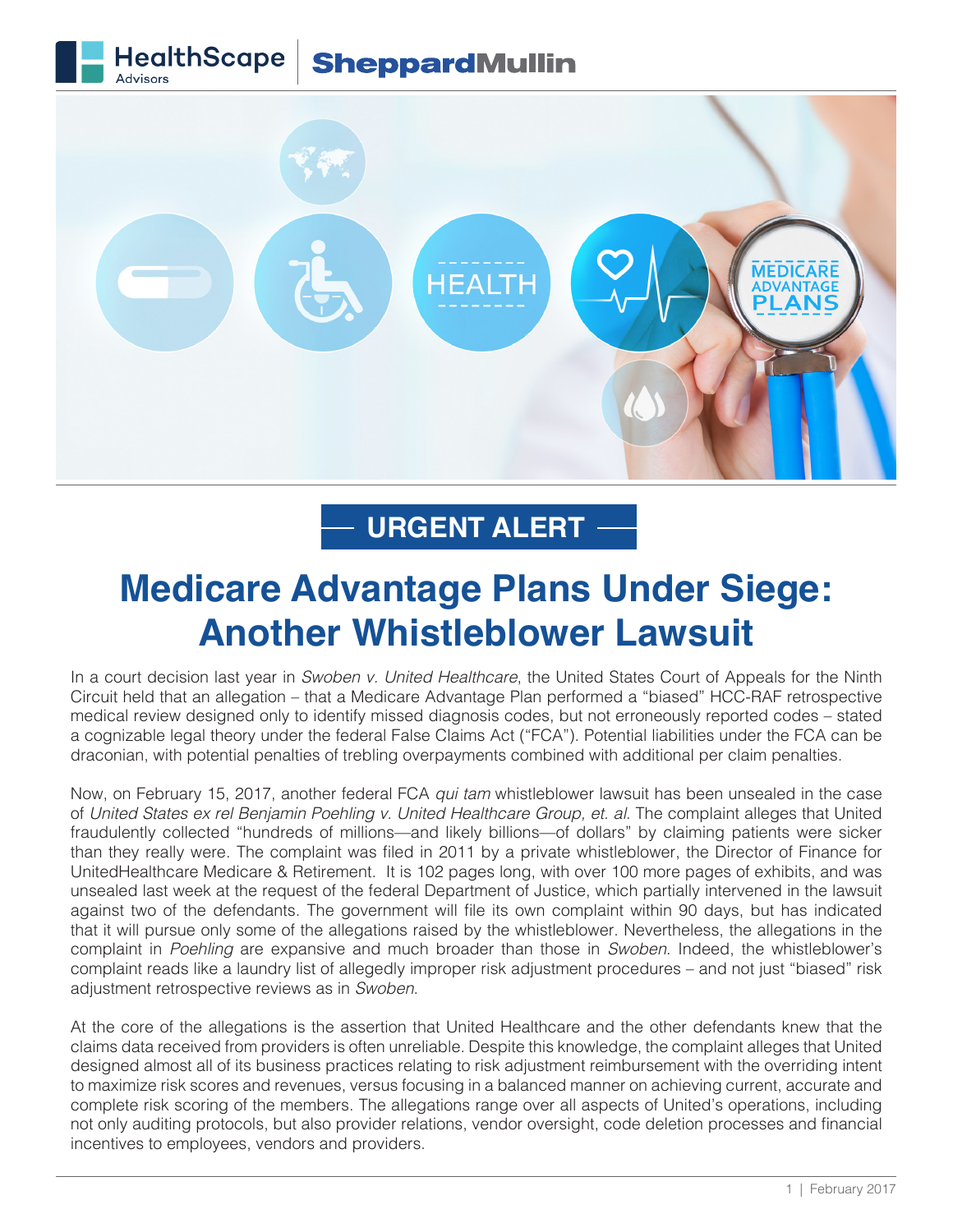HealthScape Advisors | SheppardMullin

URGENT ALERT

# Medicare Advantage Plans Under Siege: Another Whistleblower Lawsuit

In a court decision last year in *Swoben v. United Healthcare*, the United States Court of Appeals for the Ninth Circuit held that an allegation – that a Medicare Advantage Plan performed a "biased" HCC-RAF retrospective medical review designed only to identify missed diagnosis codes, but not erroneously reported codes – stated a cognizable legal theory under the federal False Claims Act ("FCA"). Potential liabilities under the FCA can be draconian, with potential penalties of trebling overpayments combined with additional per claim penalties.

Now, on February 15, 2017, another federal FCA *qui tam* whistleblower lawsuit has been unsealed in the case of *United States ex rel Benjamin Poehling v. United Healthcare Group, et. al*. The complaint alleges that United fraudulently collected "hundreds of millions—and likely billions—of dollars" by claiming patients were sicker than they really were. The complaint was filed in 2011 by a private whistleblower, the Director of Finance for UnitedHealthcare Medicare & Retirement. It is 102 pages long, with over 100 more pages of exhibits, and was unsealed last week at the request of the federal Department of Justice, which partially intervened in the lawsuit against two of the defendants. The government will file its own complaint within 90 days, but has indicated that it will pursue only some of the allegations raised by the whistleblower. Nevertheless, the allegations in the complaint in *Poehling* are expansive and much broader than those in *Swoben*. Indeed, the whistleblower's complaint reads like a laundry list of allegedly improper risk adjustment procedures – and not just "biased" risk adjustment retrospective reviews as in *Swoben*.

At the core of the allegations is the assertion that United Healthcare and the other defendants knew that the claims data received from providers is often unreliable. Despite this knowledge, the complaint alleges that United designed almost all of its business practices relating to risk adjustment reimbursement with the overriding intent to maximize risk scores and revenues, versus focusing in a balanced manner on achieving current, accurate and complete risk scoring of the members. The allegations range over all aspects of United's operations, including not only auditing protocols, but also provider relations, vendor oversight, code deletion processes and financial incentives to employees, vendors and providers.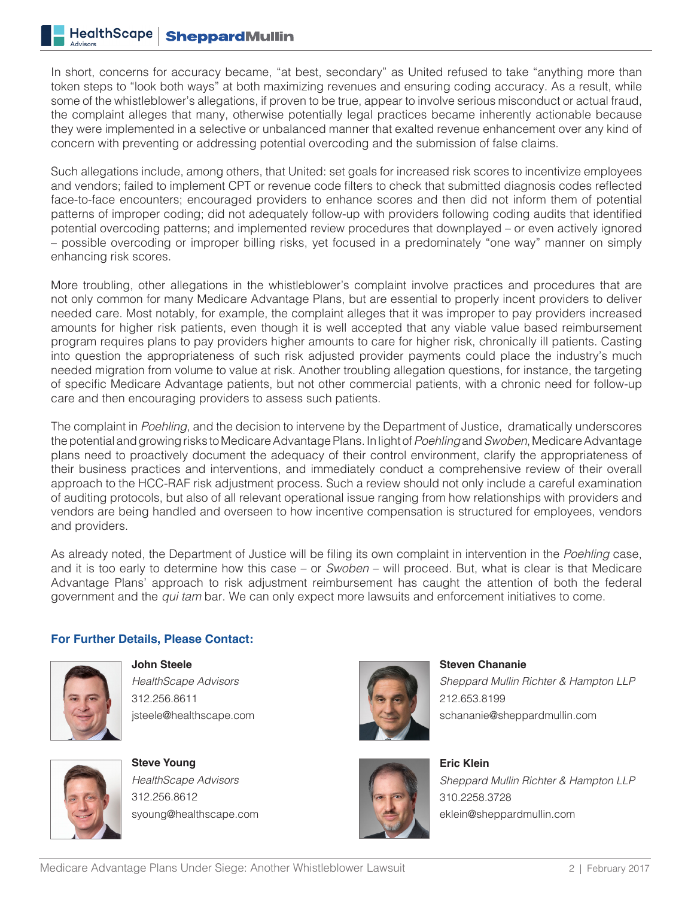In short, concerns for accuracy became, "at best, secondary" as United refused to take "anything more than token steps to "look both ways" at both maximizing revenues and ensuring coding accuracy. As a result, while some of the whistleblower's allegations, if proven to be true, appear to involve serious misconduct or actual fraud, the complaint alleges that many, otherwise potentially legal practices became inherently actionable because they were implemented in a selective or unbalanced manner that exalted revenue enhancement over any kind of concern with preventing or addressing potential overcoding and the submission of false claims.

Such allegations include, among others, that United: set goals for increased risk scores to incentivize employees and vendors; failed to implement CPT or revenue code filters to check that submitted diagnosis codes reflected face-to-face encounters; encouraged providers to enhance scores and then did not inform them of potential patterns of improper coding; did not adequately follow-up with providers following coding audits that identified potential overcoding patterns; and implemented review procedures that downplayed – or even actively ignored – possible overcoding or improper billing risks, yet focused in a predominately "one way" manner on simply enhancing risk scores.

More troubling, other allegations in the whistleblower's complaint involve practices and procedures that are not only common for many Medicare Advantage Plans, but are essential to properly incent providers to deliver needed care. Most notably, for example, the complaint alleges that it was improper to pay providers increased amounts for higher risk patients, even though it is well accepted that any viable value based reimbursement program requires plans to pay providers higher amounts to care for higher risk, chronically ill patients. Casting into question the appropriateness of such risk adjusted provider payments could place the industry's much needed migration from volume to value at risk. Another troubling allegation questions, for instance, the targeting of specific Medicare Advantage patients, but not other commercial patients, with a chronic need for follow-up care and then encouraging providers to assess such patients.

The complaint in *Poehling*, and the decision to intervene by the Department of Justice, dramatically underscores the potential and growing risks to Medicare Advantage Plans. In light of *Poehling* and *Swoben*, Medicare Advantage plans need to proactively document the adequacy of their control environment, clarify the appropriateness of their business practices and interventions, and immediately conduct a comprehensive review of their overall approach to the HCC-RAF risk adjustment process. Such a review should not only include a careful examination of auditing protocols, but also of all relevant operational issue ranging from how relationships with providers and vendors are being handled and overseen to how incentive compensation is structured for employees, vendors and providers.

As already noted, the Department of Justice will be filing its own complaint in intervention in the *Poehling* case, and it is too early to determine how this case – or *Swoben* – will proceed. But, what is clear is that Medicare Advantage Plans' approach to risk adjustment reimbursement has caught the attention of both the federal government and the *qui tam* bar. We can only expect more lawsuits and enforcement initiatives to come.

**For Further Details, Please Contact:**

**John Steele**
*HealthScape Advisors*
312.256.8611
jsteele@healthscape.com

**Steven Chananie**
*Sheppard Mullin Richter & Hampton LLP*
212.653.8199
schananie@sheppardmullin.com

**Steve Young**
*HealthScape Advisors*
312.256.8612
syoung@healthscape.com

**Eric Klein**
*Sheppard Mullin Richter & Hampton LLP*
310.2258.3728
eklein@sheppardmullin.com